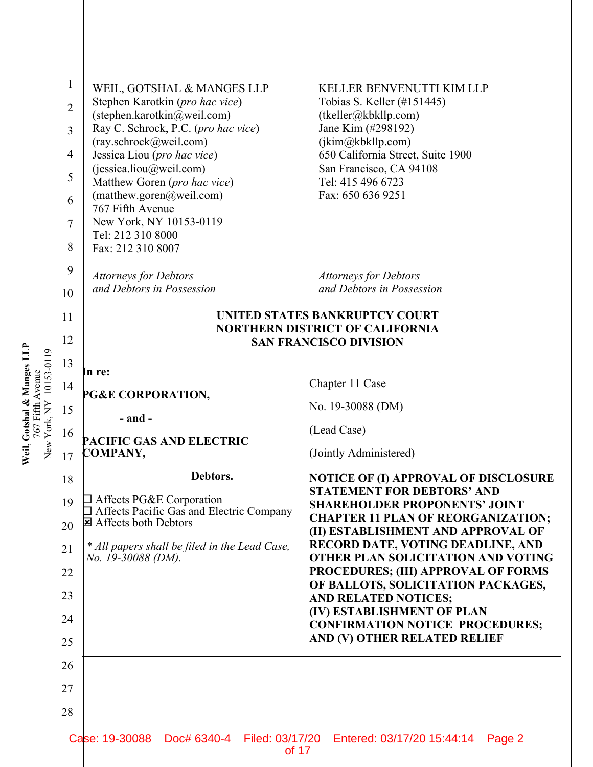WEIL, GOTSHAL & MANGES LLP
Stephen Karotkin (*pro hac vice*)
(stephen.karotkin@weil.com)
Ray C. Schrock, P.C. (*pro hac vice*)
(ray.schrock@weil.com)
Jessica Liou (*pro hac vice*)
(jessica.liou@weil.com)
Matthew Goren (*pro hac vice*)
(matthew.goren@weil.com)
767 Fifth Avenue
New York, NY 10153-0119
Tel: 212 310 8000
Fax: 212 310 8007

*Attorneys for Debtors and Debtors in Possession*

KELLER BENVENUTTI KIM LLP
Tobias S. Keller (#151445)
(tkeller@kbkllp.com)
Jane Kim (#298192)
(jkim@kbkllp.com)
650 California Street, Suite 1900
San Francisco, CA 94108
Tel: 415 496 6723
Fax: 650 636 9251

*Attorneys for Debtors and Debtors in Possession*

**UNITED STATES BANKRUPTCY COURT**
**NORTHERN DISTRICT OF CALIFORNIA**
**SAN FRANCISCO DIVISION**

**In re:**

**PG&E CORPORATION,**

**- and -**

**PACIFIC GAS AND ELECTRIC COMPANY,**

**Debtors.**

☐ Affects PG&E Corporation
☐ Affects Pacific Gas and Electric Company
☒ Affects both Debtors

*\* All papers shall be filed in the Lead Case, No. 19-30088 (DM).*

Chapter 11 Case

No. 19-30088 (DM)

(Lead Case)

(Jointly Administered)

**NOTICE OF (I) APPROVAL OF DISCLOSURE STATEMENT FOR DEBTORS' AND SHAREHOLDER PROPONENTS' JOINT CHAPTER 11 PLAN OF REORGANIZATION; (II) ESTABLISHMENT AND APPROVAL OF RECORD DATE, VOTING DEADLINE, AND OTHER PLAN SOLICITATION AND VOTING PROCEDURES; (III) APPROVAL OF FORMS OF BALLOTS, SOLICITATION PACKAGES, AND RELATED NOTICES; (IV) ESTABLISHMENT OF PLAN CONFIRMATION NOTICE PROCEDURES; AND (V) OTHER RELATED RELIEF**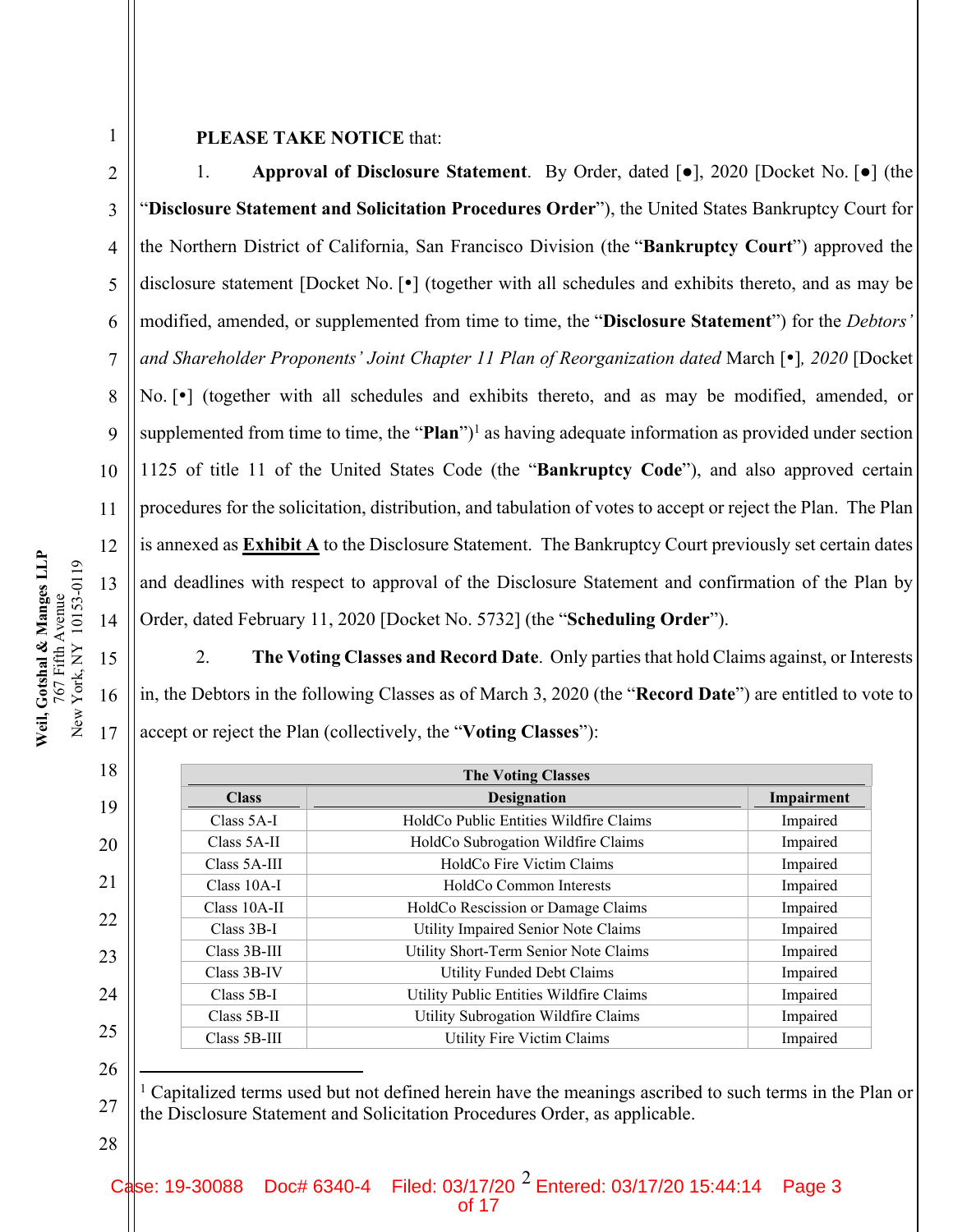**PLEASE TAKE NOTICE** that:

1. **Approval of Disclosure Statement**. By Order, dated [●], 2020 [Docket No. [●] (the "**Disclosure Statement and Solicitation Procedures Order**"), the United States Bankruptcy Court for the Northern District of California, San Francisco Division (the "**Bankruptcy Court**") approved the disclosure statement [Docket No. [•] (together with all schedules and exhibits thereto, and as may be modified, amended, or supplemented from time to time, the "**Disclosure Statement**") for the *Debtors' and Shareholder Proponents' Joint Chapter 11 Plan of Reorganization dated* March [•]*, 2020* [Docket No. [•] (together with all schedules and exhibits thereto, and as may be modified, amended, or supplemented from time to time, the "**Plan**")[1] as having adequate information as provided under section 1125 of title 11 of the United States Code (the "**Bankruptcy Code**"), and also approved certain procedures for the solicitation, distribution, and tabulation of votes to accept or reject the Plan. The Plan is annexed as **Exhibit A** to the Disclosure Statement. The Bankruptcy Court previously set certain dates and deadlines with respect to approval of the Disclosure Statement and confirmation of the Plan by Order, dated February 11, 2020 [Docket No. 5732] (the "**Scheduling Order**").

2. **The Voting Classes and Record Date**. Only parties that hold Claims against, or Interests in, the Debtors in the following Classes as of March 3, 2020 (the "**Record Date**") are entitled to vote to accept or reject the Plan (collectively, the "**Voting Classes**"):

| The Voting Classes | | |
|---|---|---|
| **Class** | **Designation** | **Impairment** |
| Class 5A-I | HoldCo Public Entities Wildfire Claims | Impaired |
| Class 5A-II | HoldCo Subrogation Wildfire Claims | Impaired |
| Class 5A-III | HoldCo Fire Victim Claims | Impaired |
| Class 10A-I | HoldCo Common Interests | Impaired |
| Class 10A-II | HoldCo Rescission or Damage Claims | Impaired |
| Class 3B-I | Utility Impaired Senior Note Claims | Impaired |
| Class 3B-III | Utility Short-Term Senior Note Claims | Impaired |
| Class 3B-IV | Utility Funded Debt Claims | Impaired |
| Class 5B-I | Utility Public Entities Wildfire Claims | Impaired |
| Class 5B-II | Utility Subrogation Wildfire Claims | Impaired |
| Class 5B-III | Utility Fire Victim Claims | Impaired |

[1] Capitalized terms used but not defined herein have the meanings ascribed to such terms in the Plan or the Disclosure Statement and Solicitation Procedures Order, as applicable.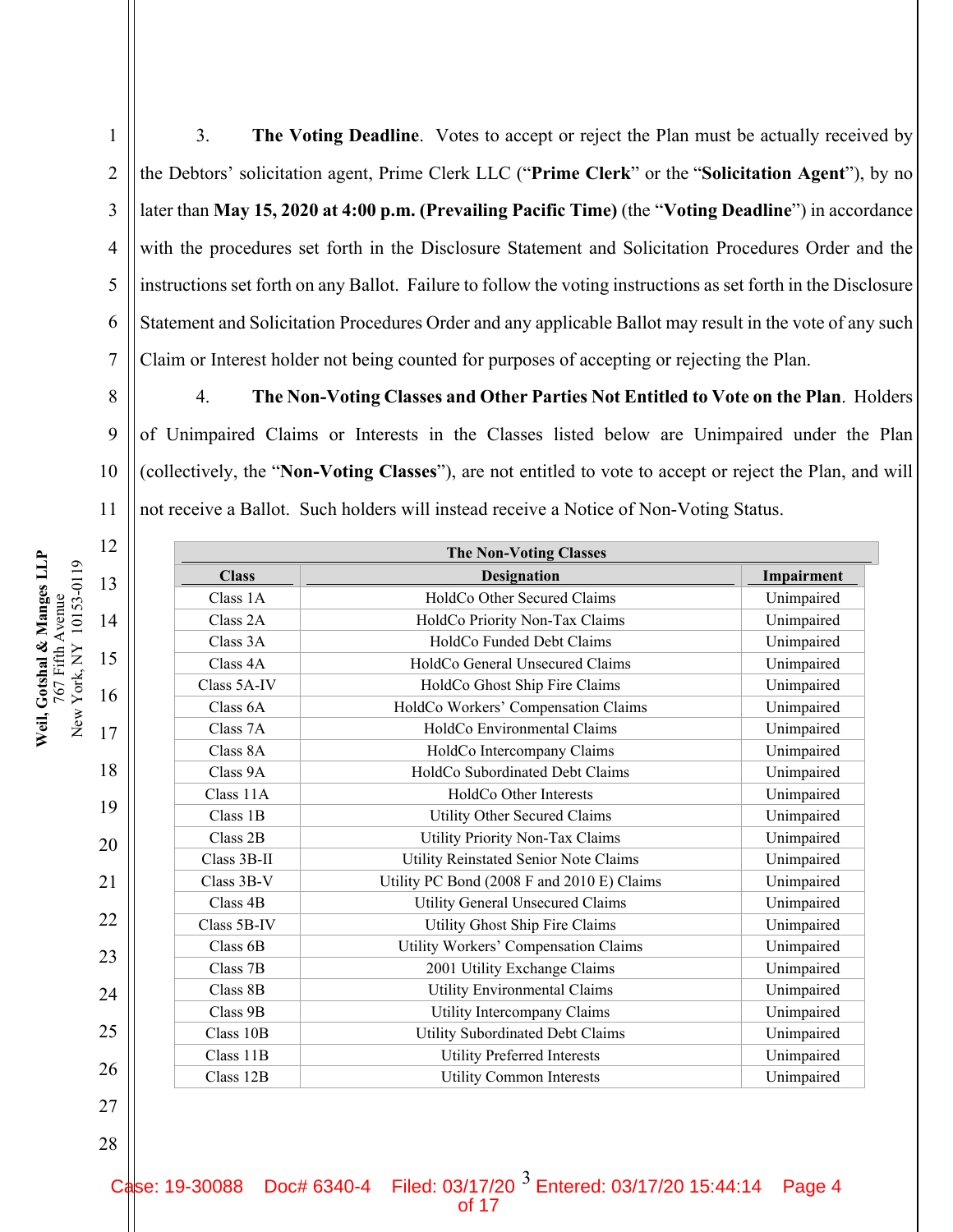3. **The Voting Deadline**. Votes to accept or reject the Plan must be actually received by the Debtors' solicitation agent, Prime Clerk LLC ("**Prime Clerk**" or the "**Solicitation Agent**"), by no later than **May 15, 2020 at 4:00 p.m. (Prevailing Pacific Time)** (the "**Voting Deadline**") in accordance with the procedures set forth in the Disclosure Statement and Solicitation Procedures Order and the instructions set forth on any Ballot. Failure to follow the voting instructions as set forth in the Disclosure Statement and Solicitation Procedures Order and any applicable Ballot may result in the vote of any such Claim or Interest holder not being counted for purposes of accepting or rejecting the Plan.

4. **The Non-Voting Classes and Other Parties Not Entitled to Vote on the Plan**. Holders of Unimpaired Claims or Interests in the Classes listed below are Unimpaired under the Plan (collectively, the "**Non-Voting Classes**"), are not entitled to vote to accept or reject the Plan, and will not receive a Ballot. Such holders will instead receive a Notice of Non-Voting Status.

| **The Non-Voting Classes** | | |
|---|---|---|
| **Class** | **Designation** | **Impairment** |
| Class 1A | HoldCo Other Secured Claims | Unimpaired |
| Class 2A | HoldCo Priority Non-Tax Claims | Unimpaired |
| Class 3A | HoldCo Funded Debt Claims | Unimpaired |
| Class 4A | HoldCo General Unsecured Claims | Unimpaired |
| Class 5A-IV | HoldCo Ghost Ship Fire Claims | Unimpaired |
| Class 6A | HoldCo Workers' Compensation Claims | Unimpaired |
| Class 7A | HoldCo Environmental Claims | Unimpaired |
| Class 8A | HoldCo Intercompany Claims | Unimpaired |
| Class 9A | HoldCo Subordinated Debt Claims | Unimpaired |
| Class 11A | HoldCo Other Interests | Unimpaired |
| Class 1B | Utility Other Secured Claims | Unimpaired |
| Class 2B | Utility Priority Non-Tax Claims | Unimpaired |
| Class 3B-II | Utility Reinstated Senior Note Claims | Unimpaired |
| Class 3B-V | Utility PC Bond (2008 F and 2010 E) Claims | Unimpaired |
| Class 4B | Utility General Unsecured Claims | Unimpaired |
| Class 5B-IV | Utility Ghost Ship Fire Claims | Unimpaired |
| Class 6B | Utility Workers' Compensation Claims | Unimpaired |
| Class 7B | 2001 Utility Exchange Claims | Unimpaired |
| Class 8B | Utility Environmental Claims | Unimpaired |
| Class 9B | Utility Intercompany Claims | Unimpaired |
| Class 10B | Utility Subordinated Debt Claims | Unimpaired |
| Class 11B | Utility Preferred Interests | Unimpaired |
| Class 12B | Utility Common Interests | Unimpaired |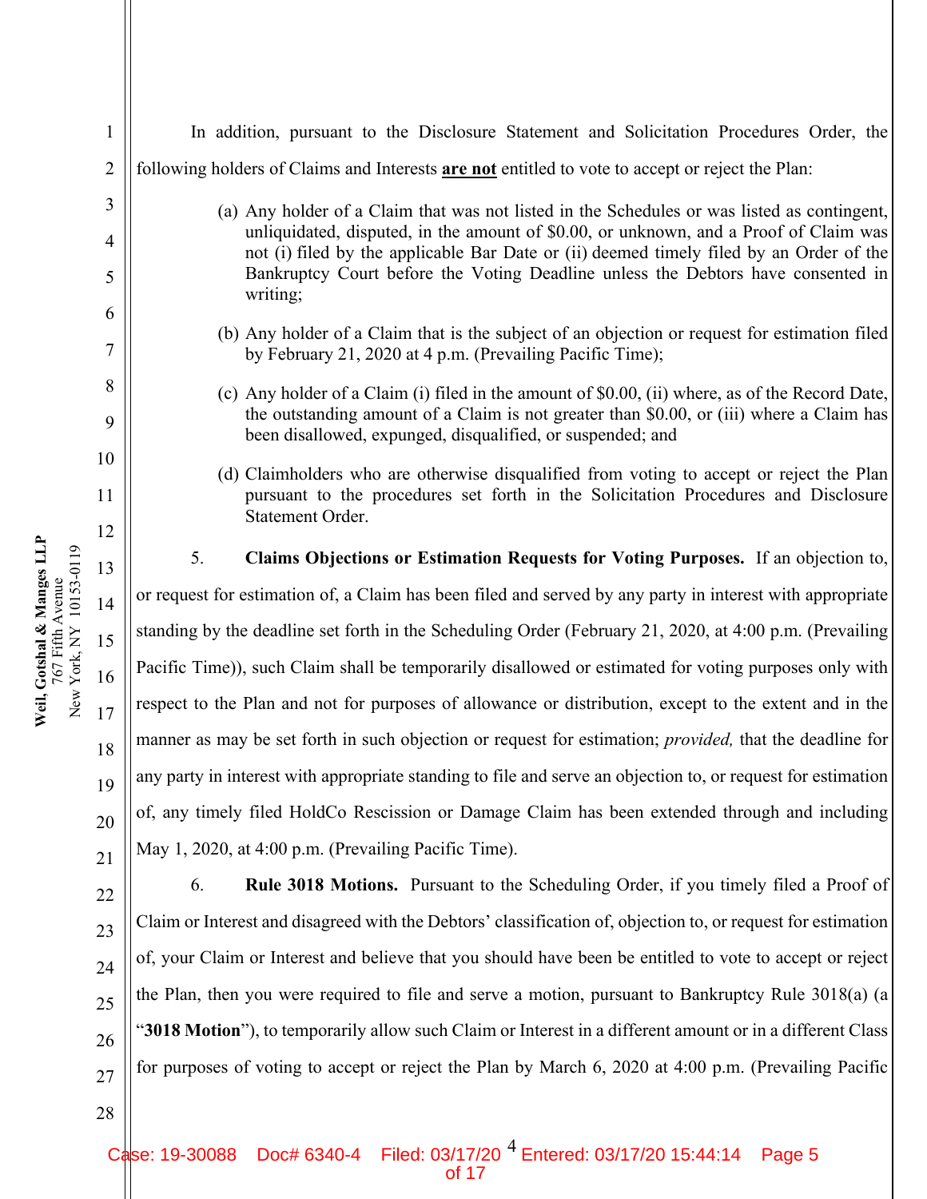In addition, pursuant to the Disclosure Statement and Solicitation Procedures Order, the following holders of Claims and Interests **are not** entitled to vote to accept or reject the Plan:

(a) Any holder of a Claim that was not listed in the Schedules or was listed as contingent, unliquidated, disputed, in the amount of $0.00, or unknown, and a Proof of Claim was not (i) filed by the applicable Bar Date or (ii) deemed timely filed by an Order of the Bankruptcy Court before the Voting Deadline unless the Debtors have consented in writing;

(b) Any holder of a Claim that is the subject of an objection or request for estimation filed by February 21, 2020 at 4 p.m. (Prevailing Pacific Time);

(c) Any holder of a Claim (i) filed in the amount of $0.00, (ii) where, as of the Record Date, the outstanding amount of a Claim is not greater than $0.00, or (iii) where a Claim has been disallowed, expunged, disqualified, or suspended; and

(d) Claimholders who are otherwise disqualified from voting to accept or reject the Plan pursuant to the procedures set forth in the Solicitation Procedures and Disclosure Statement Order.

5. **Claims Objections or Estimation Requests for Voting Purposes.** If an objection to, or request for estimation of, a Claim has been filed and served by any party in interest with appropriate standing by the deadline set forth in the Scheduling Order (February 21, 2020, at 4:00 p.m. (Prevailing Pacific Time)), such Claim shall be temporarily disallowed or estimated for voting purposes only with respect to the Plan and not for purposes of allowance or distribution, except to the extent and in the manner as may be set forth in such objection or request for estimation; *provided,* that the deadline for any party in interest with appropriate standing to file and serve an objection to, or request for estimation of, any timely filed HoldCo Rescission or Damage Claim has been extended through and including May 1, 2020, at 4:00 p.m. (Prevailing Pacific Time).

6. **Rule 3018 Motions.** Pursuant to the Scheduling Order, if you timely filed a Proof of Claim or Interest and disagreed with the Debtors' classification of, objection to, or request for estimation of, your Claim or Interest and believe that you should have been be entitled to vote to accept or reject the Plan, then you were required to file and serve a motion, pursuant to Bankruptcy Rule 3018(a) (a "**3018 Motion**"), to temporarily allow such Claim or Interest in a different amount or in a different Class for purposes of voting to accept or reject the Plan by March 6, 2020 at 4:00 p.m. (Prevailing Pacific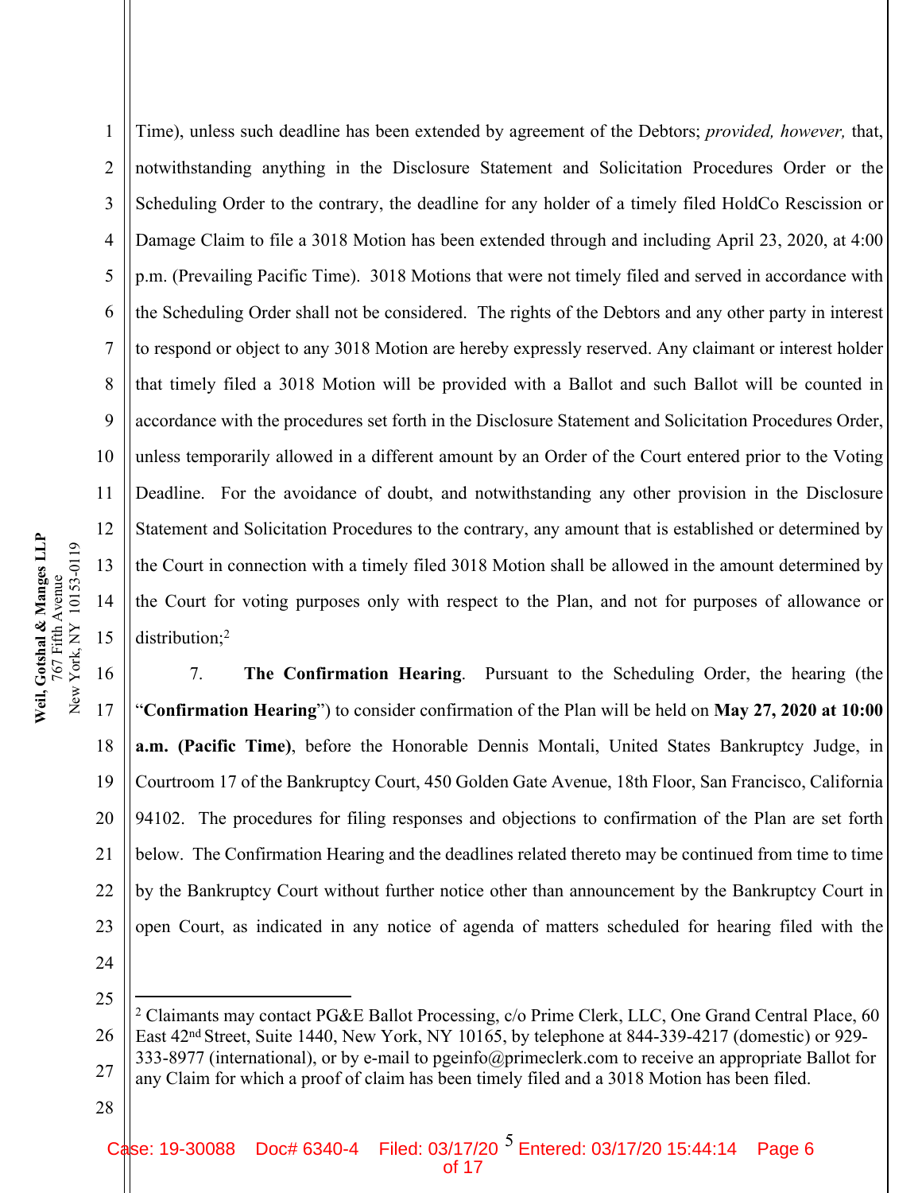Time), unless such deadline has been extended by agreement of the Debtors; *provided, however,* that, notwithstanding anything in the Disclosure Statement and Solicitation Procedures Order or the Scheduling Order to the contrary, the deadline for any holder of a timely filed HoldCo Rescission or Damage Claim to file a 3018 Motion has been extended through and including April 23, 2020, at 4:00 p.m. (Prevailing Pacific Time). 3018 Motions that were not timely filed and served in accordance with the Scheduling Order shall not be considered. The rights of the Debtors and any other party in interest to respond or object to any 3018 Motion are hereby expressly reserved. Any claimant or interest holder that timely filed a 3018 Motion will be provided with a Ballot and such Ballot will be counted in accordance with the procedures set forth in the Disclosure Statement and Solicitation Procedures Order, unless temporarily allowed in a different amount by an Order of the Court entered prior to the Voting Deadline. For the avoidance of doubt, and notwithstanding any other provision in the Disclosure Statement and Solicitation Procedures to the contrary, any amount that is established or determined by the Court in connection with a timely filed 3018 Motion shall be allowed in the amount determined by the Court for voting purposes only with respect to the Plan, and not for purposes of allowance or distribution;[2]

7. **The Confirmation Hearing**. Pursuant to the Scheduling Order, the hearing (the "**Confirmation Hearing**") to consider confirmation of the Plan will be held on **May 27, 2020 at 10:00 a.m. (Pacific Time)**, before the Honorable Dennis Montali, United States Bankruptcy Judge, in Courtroom 17 of the Bankruptcy Court, 450 Golden Gate Avenue, 18th Floor, San Francisco, California 94102. The procedures for filing responses and objections to confirmation of the Plan are set forth below. The Confirmation Hearing and the deadlines related thereto may be continued from time to time by the Bankruptcy Court without further notice other than announcement by the Bankruptcy Court in open Court, as indicated in any notice of agenda of matters scheduled for hearing filed with the

---

[2] Claimants may contact PG&E Ballot Processing, c/o Prime Clerk, LLC, One Grand Central Place, 60 East 42nd Street, Suite 1440, New York, NY 10165, by telephone at 844-339-4217 (domestic) or 929-333-8977 (international), or by e-mail to pgeinfo@primeclerk.com to receive an appropriate Ballot for any Claim for which a proof of claim has been timely filed and a 3018 Motion has been filed.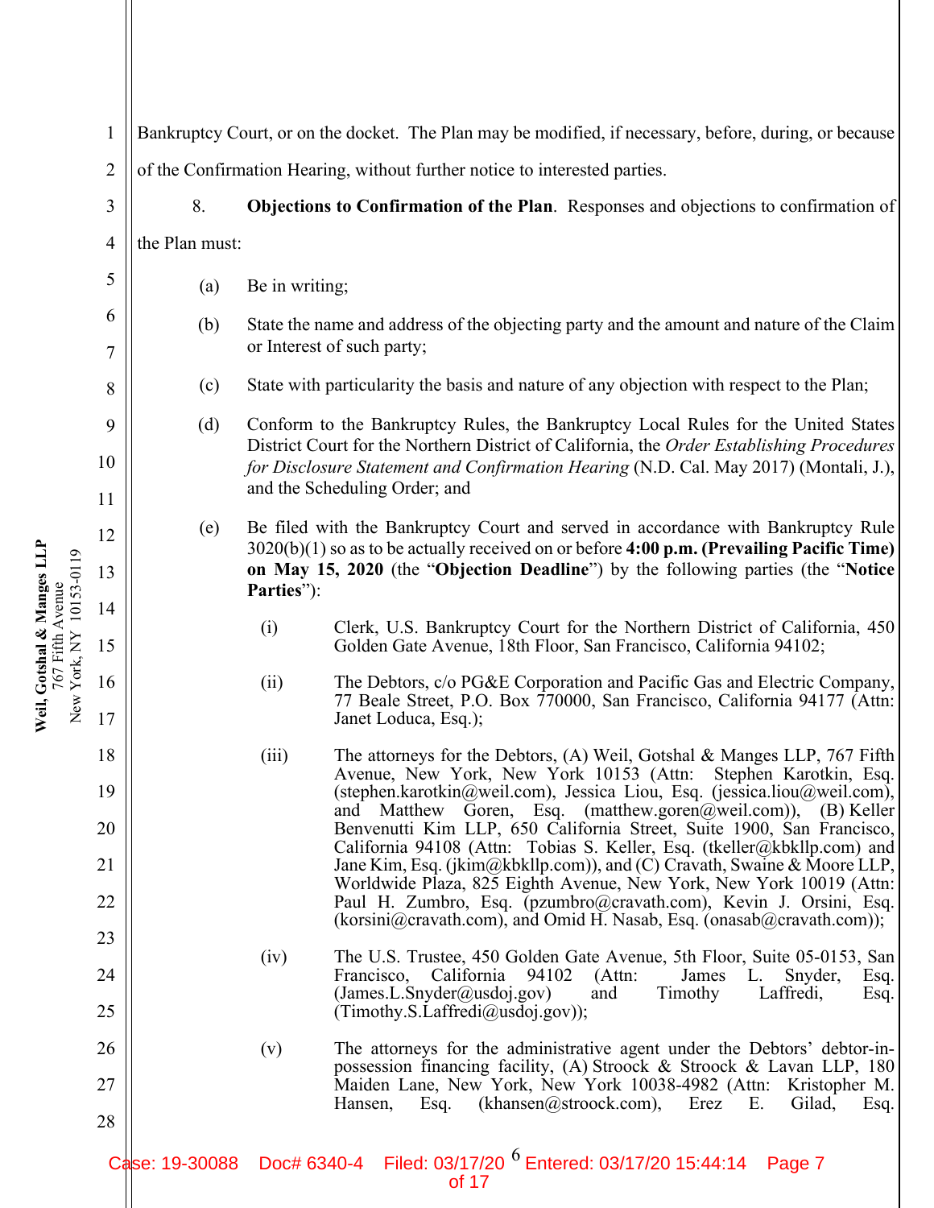Bankruptcy Court, or on the docket. The Plan may be modified, if necessary, before, during, or because of the Confirmation Hearing, without further notice to interested parties.

8. **Objections to Confirmation of the Plan**. Responses and objections to confirmation of the Plan must:

(a) Be in writing;

(b) State the name and address of the objecting party and the amount and nature of the Claim or Interest of such party;

(c) State with particularity the basis and nature of any objection with respect to the Plan;

(d) Conform to the Bankruptcy Rules, the Bankruptcy Local Rules for the United States District Court for the Northern District of California, the *Order Establishing Procedures for Disclosure Statement and Confirmation Hearing* (N.D. Cal. May 2017) (Montali, J.), and the Scheduling Order; and

(e) Be filed with the Bankruptcy Court and served in accordance with Bankruptcy Rule 3020(b)(1) so as to be actually received on or before **4:00 p.m. (Prevailing Pacific Time) on May 15, 2020** (the "**Objection Deadline**") by the following parties (the "**Notice Parties**"):

(i) Clerk, U.S. Bankruptcy Court for the Northern District of California, 450 Golden Gate Avenue, 18th Floor, San Francisco, California 94102;

(ii) The Debtors, c/o PG&E Corporation and Pacific Gas and Electric Company, 77 Beale Street, P.O. Box 770000, San Francisco, California 94177 (Attn: Janet Loduca, Esq.);

(iii) The attorneys for the Debtors, (A) Weil, Gotshal & Manges LLP, 767 Fifth Avenue, New York, New York 10153 (Attn: Stephen Karotkin, Esq. (stephen.karotkin@weil.com), Jessica Liou, Esq. (jessica.liou@weil.com), and Matthew Goren, Esq. (matthew.goren@weil.com)), (B) Keller Benvenutti Kim LLP, 650 California Street, Suite 1900, San Francisco, California 94108 (Attn: Tobias S. Keller, Esq. (tkeller@kbkllp.com) and Jane Kim, Esq. (jkim@kbkllp.com)), and (C) Cravath, Swaine & Moore LLP, Worldwide Plaza, 825 Eighth Avenue, New York, New York 10019 (Attn: Paul H. Zumbro, Esq. (pzumbro@cravath.com), Kevin J. Orsini, Esq. (korsini@cravath.com), and Omid H. Nasab, Esq. (onasab@cravath.com));

(iv) The U.S. Trustee, 450 Golden Gate Avenue, 5th Floor, Suite 05-0153, San Francisco, California 94102 (Attn: James L. Snyder, Esq. (James.L.Snyder@usdoj.gov) and Timothy Laffredi, Esq. (Timothy.S.Laffredi@usdoj.gov));

(v) The attorneys for the administrative agent under the Debtors' debtor-in-possession financing facility, (A) Stroock & Stroock & Lavan LLP, 180 Maiden Lane, New York, New York 10038-4982 (Attn: Kristopher M. Hansen, Esq. (khansen@stroock.com), Erez E. Gilad, Esq.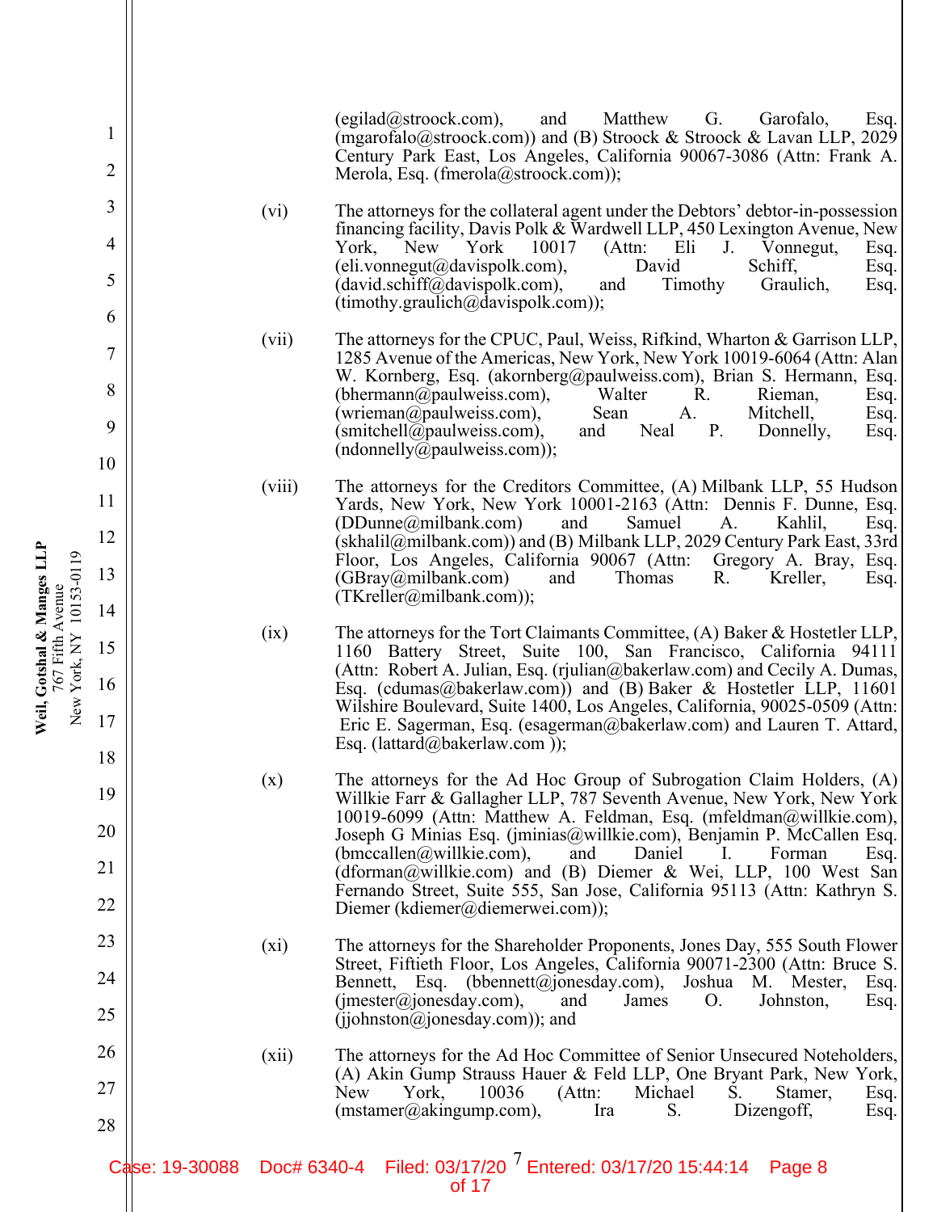(egilad@stroock.com), and Matthew G. Garofalo, Esq. (mgarofalo@stroock.com)) and (B) Stroock & Stroock & Lavan LLP, 2029 Century Park East, Los Angeles, California 90067-3086 (Attn: Frank A. Merola, Esq. (fmerola@stroock.com));

(vi) The attorneys for the collateral agent under the Debtors' debtor-in-possession financing facility, Davis Polk & Wardwell LLP, 450 Lexington Avenue, New York, New York 10017 (Attn: Eli J. Vonnegut, Esq. (eli.vonnegut@davispolk.com), David Schiff, Esq. (david.schiff@davispolk.com), and Timothy Graulich, Esq. (timothy.graulich@davispolk.com));

(vii) The attorneys for the CPUC, Paul, Weiss, Rifkind, Wharton & Garrison LLP, 1285 Avenue of the Americas, New York, New York 10019-6064 (Attn: Alan W. Kornberg, Esq. (akornberg@paulweiss.com), Brian S. Hermann, Esq. (bhermann@paulweiss.com), Walter R. Rieman, Esq. (wrieman@paulweiss.com), Sean A. Mitchell, Esq. (smitchell@paulweiss.com), and Neal P. Donnelly, Esq. (ndonnelly@paulweiss.com));

(viii) The attorneys for the Creditors Committee, (A) Milbank LLP, 55 Hudson Yards, New York, New York 10001-2163 (Attn: Dennis F. Dunne, Esq. (DDunne@milbank.com) and Samuel A. Kahlil, Esq. (skhalil@milbank.com)) and (B) Milbank LLP, 2029 Century Park East, 33rd Floor, Los Angeles, California 90067 (Attn: Gregory A. Bray, Esq. (GBray@milbank.com) and Thomas R. Kreller, Esq. (TKreller@milbank.com));

(ix) The attorneys for the Tort Claimants Committee, (A) Baker & Hostetler LLP, 1160 Battery Street, Suite 100, San Francisco, California 94111 (Attn: Robert A. Julian, Esq. (rjulian@bakerlaw.com) and Cecily A. Dumas, Esq. (cdumas@bakerlaw.com)) and (B) Baker & Hostetler LLP, 11601 Wilshire Boulevard, Suite 1400, Los Angeles, California, 90025-0509 (Attn: Eric E. Sagerman, Esq. (esagerman@bakerlaw.com) and Lauren T. Attard, Esq. (lattard@bakerlaw.com ));

(x) The attorneys for the Ad Hoc Group of Subrogation Claim Holders, (A) Willkie Farr & Gallagher LLP, 787 Seventh Avenue, New York, New York 10019-6099 (Attn: Matthew A. Feldman, Esq. (mfeldman@willkie.com), Joseph G Minias Esq. (jminias@willkie.com), Benjamin P. McCallen Esq. (bmccallen@willkie.com), and Daniel I. Forman Esq. (dforman@willkie.com) and (B) Diemer & Wei, LLP, 100 West San Fernando Street, Suite 555, San Jose, California 95113 (Attn: Kathryn S. Diemer (kdiemer@diemerwei.com));

(xi) The attorneys for the Shareholder Proponents, Jones Day, 555 South Flower Street, Fiftieth Floor, Los Angeles, California 90071-2300 (Attn: Bruce S. Bennett, Esq. (bbennett@jonesday.com), Joshua M. Mester, Esq. (jmester@jonesday.com), and James O. Johnston, Esq. (jjohnston@jonesday.com)); and

(xii) The attorneys for the Ad Hoc Committee of Senior Unsecured Noteholders, (A) Akin Gump Strauss Hauer & Feld LLP, One Bryant Park, New York, New York, 10036 (Attn: Michael S. Stamer, Esq. (mstamer@akingump.com), Ira S. Dizengoff, Esq.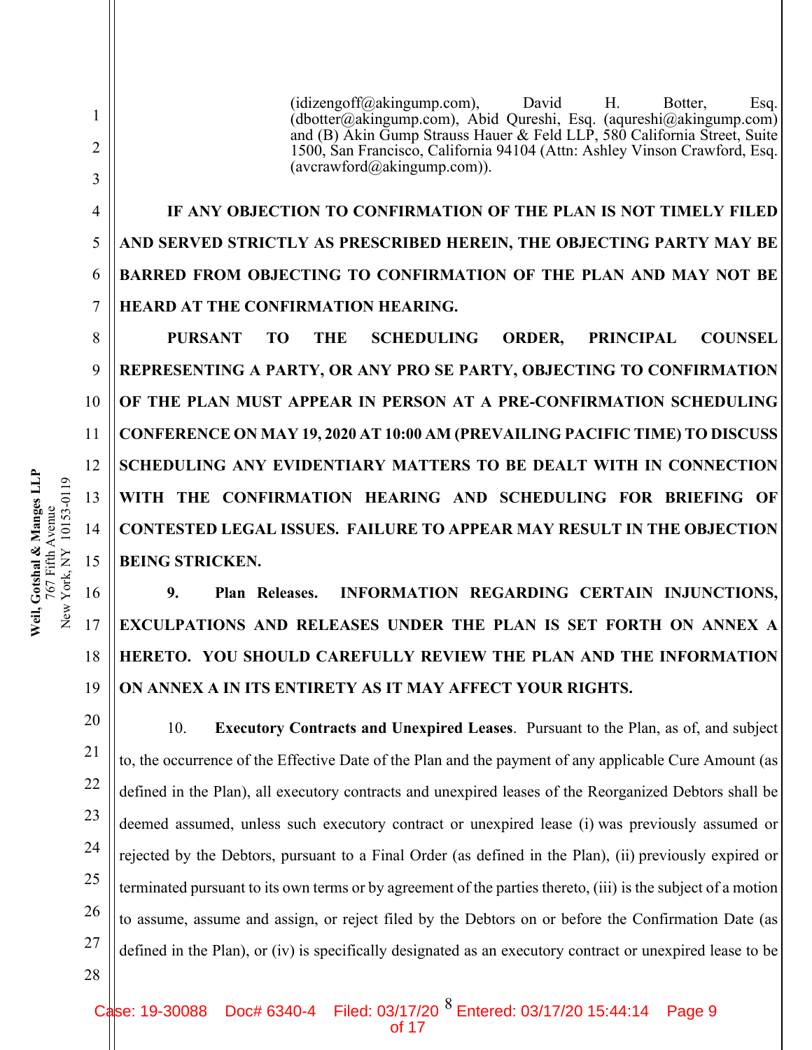(idizengoff@akingump.com), David H. Botter, Esq. (dbotter@akingump.com), Abid Qureshi, Esq. (aqureshi@akingump.com) and (B) Akin Gump Strauss Hauer & Feld LLP, 580 California Street, Suite 1500, San Francisco, California 94104 (Attn: Ashley Vinson Crawford, Esq. (avcrawford@akingump.com)).

**IF ANY OBJECTION TO CONFIRMATION OF THE PLAN IS NOT TIMELY FILED AND SERVED STRICTLY AS PRESCRIBED HEREIN, THE OBJECTING PARTY MAY BE BARRED FROM OBJECTING TO CONFIRMATION OF THE PLAN AND MAY NOT BE HEARD AT THE CONFIRMATION HEARING.**

**PURSUANT TO THE SCHEDULING ORDER, PRINCIPAL COUNSEL REPRESENTING A PARTY, OR ANY PRO SE PARTY, OBJECTING TO CONFIRMATION OF THE PLAN MUST APPEAR IN PERSON AT A PRE-CONFIRMATION SCHEDULING CONFERENCE ON MAY 19, 2020 AT 10:00 AM (PREVAILING PACIFIC TIME) TO DISCUSS SCHEDULING ANY EVIDENTIARY MATTERS TO BE DEALT WITH IN CONNECTION WITH THE CONFIRMATION HEARING AND SCHEDULING FOR BRIEFING OF CONTESTED LEGAL ISSUES. FAILURE TO APPEAR MAY RESULT IN THE OBJECTION BEING STRICKEN.**

**9. Plan Releases. INFORMATION REGARDING CERTAIN INJUNCTIONS, EXCULPATIONS AND RELEASES UNDER THE PLAN IS SET FORTH ON ANNEX A HERETO. YOU SHOULD CAREFULLY REVIEW THE PLAN AND THE INFORMATION ON ANNEX A IN ITS ENTIRETY AS IT MAY AFFECT YOUR RIGHTS.**

10. **Executory Contracts and Unexpired Leases**. Pursuant to the Plan, as of, and subject to, the occurrence of the Effective Date of the Plan and the payment of any applicable Cure Amount (as defined in the Plan), all executory contracts and unexpired leases of the Reorganized Debtors shall be deemed assumed, unless such executory contract or unexpired lease (i) was previously assumed or rejected by the Debtors, pursuant to a Final Order (as defined in the Plan), (ii) previously expired or terminated pursuant to its own terms or by agreement of the parties thereto, (iii) is the subject of a motion to assume, assume and assign, or reject filed by the Debtors on or before the Confirmation Date (as defined in the Plan), or (iv) is specifically designated as an executory contract or unexpired lease to be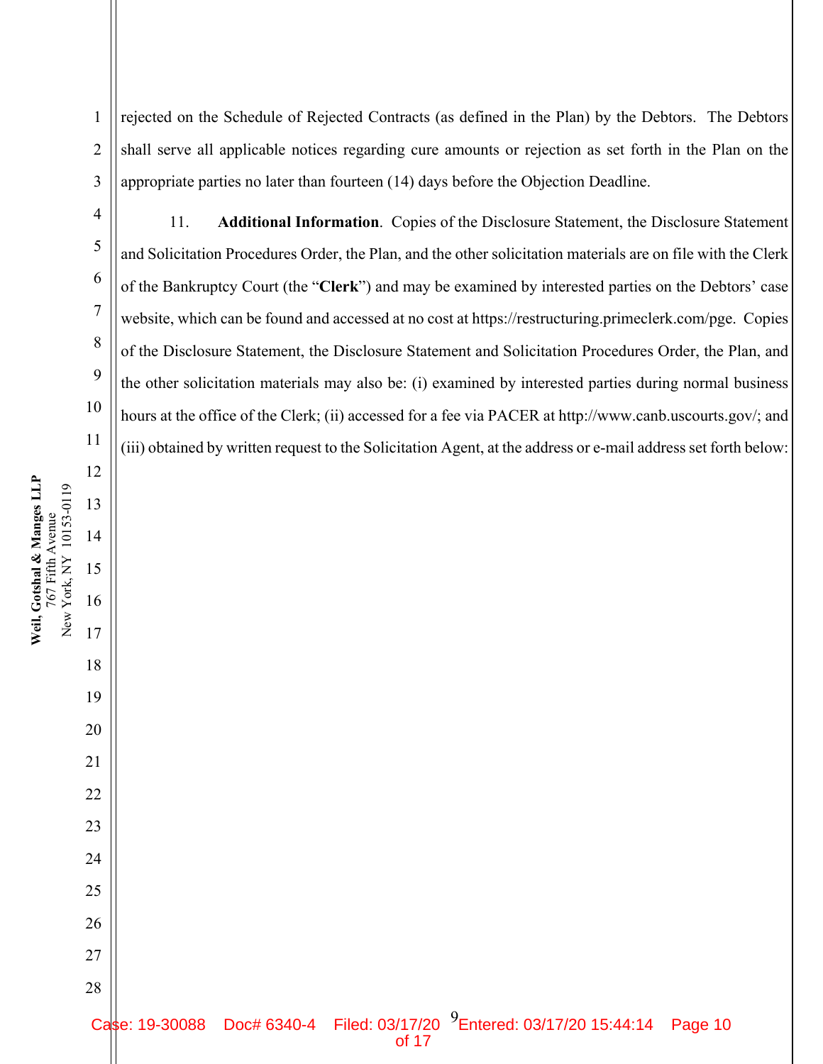rejected on the Schedule of Rejected Contracts (as defined in the Plan) by the Debtors. The Debtors shall serve all applicable notices regarding cure amounts or rejection as set forth in the Plan on the appropriate parties no later than fourteen (14) days before the Objection Deadline.

11. **Additional Information**. Copies of the Disclosure Statement, the Disclosure Statement and Solicitation Procedures Order, the Plan, and the other solicitation materials are on file with the Clerk of the Bankruptcy Court (the "**Clerk**") and may be examined by interested parties on the Debtors' case website, which can be found and accessed at no cost at https://restructuring.primeclerk.com/pge. Copies of the Disclosure Statement, the Disclosure Statement and Solicitation Procedures Order, the Plan, and the other solicitation materials may also be: (i) examined by interested parties during normal business hours at the office of the Clerk; (ii) accessed for a fee via PACER at http://www.canb.uscourts.gov/; and (iii) obtained by written request to the Solicitation Agent, at the address or e-mail address set forth below: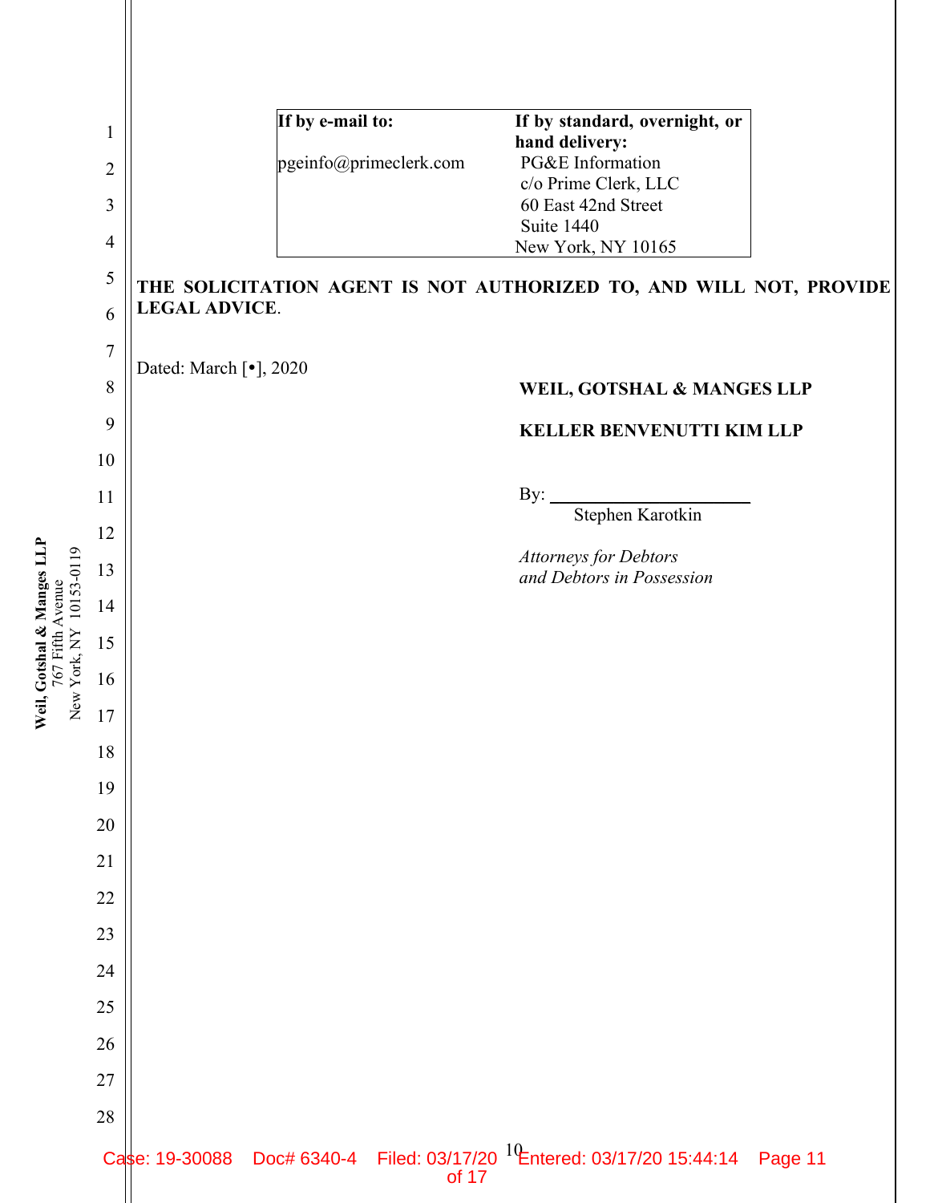| If by e-mail to: | If by standard, overnight, or hand delivery: |
| --- | --- |
| pgeinfo@primeclerk.com | PG&E Information<br>c/o Prime Clerk, LLC<br>60 East 42nd Street<br>Suite 1440<br>New York, NY 10165 |

**THE SOLICITATION AGENT IS NOT AUTHORIZED TO, AND WILL NOT, PROVIDE LEGAL ADVICE**.

Dated: March [•], 2020

**WEIL, GOTSHAL & MANGES LLP**

**KELLER BENVENUTTI KIM LLP**

By: ______________________
Stephen Karotkin

*Attorneys for Debtors*
*and Debtors in Possession*